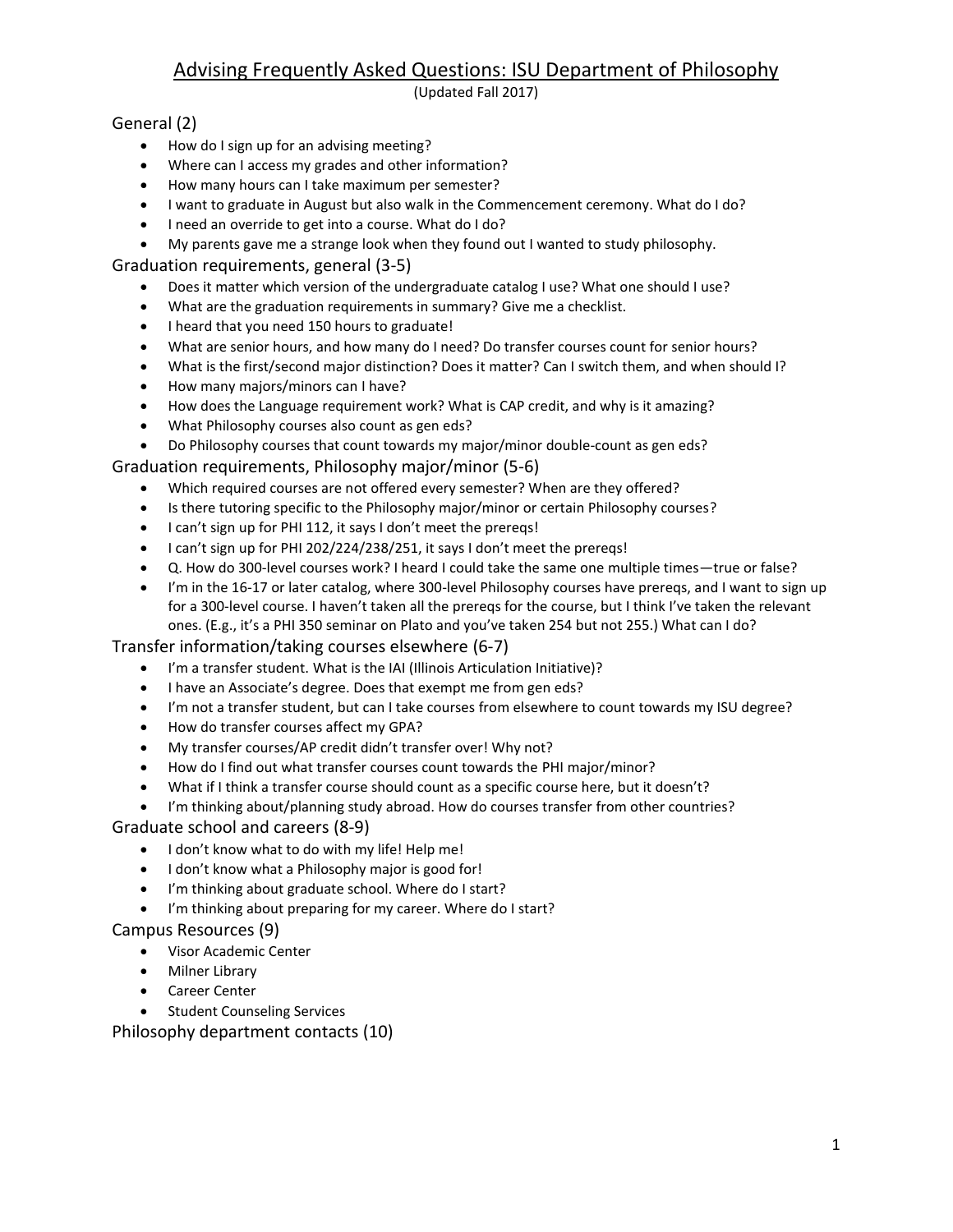# Advising Frequently Asked Questions: ISU Department of Philosophy

(Updated Fall 2017)

## General (2)

- How do I sign up for an advising meeting?
- Where can I access my grades and other information?
- How many hours can I take maximum per semester?
- I want to graduate in August but also walk in the Commencement ceremony. What do I do?
- I need an override to get into a course. What do I do?
- My parents gave me a strange look when they found out I wanted to study philosophy.

## Graduation requirements, general (3-5)

- Does it matter which version of the undergraduate catalog I use? What one should I use?
- What are the graduation requirements in summary? Give me a checklist.
- I heard that you need 150 hours to graduate!
- What are senior hours, and how many do I need? Do transfer courses count for senior hours?
- What is the first/second major distinction? Does it matter? Can I switch them, and when should I?
- How many majors/minors can I have?
- How does the Language requirement work? What is CAP credit, and why is it amazing?
- What Philosophy courses also count as gen eds?
- Do Philosophy courses that count towards my major/minor double-count as gen eds?

## Graduation requirements, Philosophy major/minor (5-6)

- Which required courses are not offered every semester? When are they offered?
- Is there tutoring specific to the Philosophy major/minor or certain Philosophy courses?
- I can't sign up for PHI 112, it says I don't meet the prereqs!
- I can't sign up for PHI 202/224/238/251, it says I don't meet the prereqs!
- Q. How do 300-level courses work? I heard I could take the same one multiple times—true or false?
- I'm in the 16-17 or later catalog, where 300-level Philosophy courses have prereqs, and I want to sign up for a 300-level course. I haven't taken all the prereqs for the course, but I think I've taken the relevant ones. (E.g., it's a PHI 350 seminar on Plato and you've taken 254 but not 255.) What can I do?

## Transfer information/taking courses elsewhere (6-7)

- I'm a transfer student. What is the IAI (Illinois Articulation Initiative)?
- I have an Associate's degree. Does that exempt me from gen eds?
- I'm not a transfer student, but can I take courses from elsewhere to count towards my ISU degree?
- How do transfer courses affect my GPA?
- My transfer courses/AP credit didn't transfer over! Why not?
- How do I find out what transfer courses count towards the PHI major/minor?
- What if I think a transfer course should count as a specific course here, but it doesn't?
- I'm thinking about/planning study abroad. How do courses transfer from other countries?

## Graduate school and careers (8-9)

- I don't know what to do with my life! Help me!
- I don't know what a Philosophy major is good for!
- I'm thinking about graduate school. Where do I start?
- I'm thinking about preparing for my career. Where do I start?

## Campus Resources (9)

- Visor Academic Center
- Milner Library
- Career Center
- Student Counseling Services

## Philosophy department contacts (10)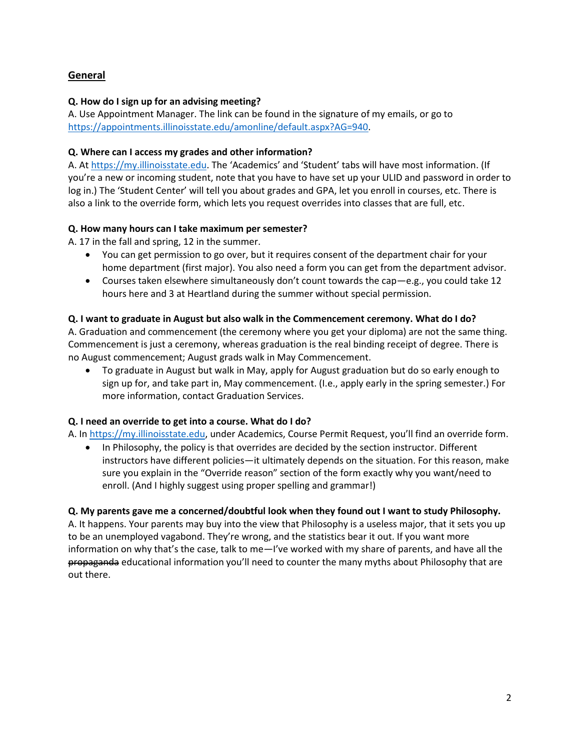## General

**Q. How do I sign up for an advising meeting?**

A. Use Appointment Manager. The link can be found in the signature of my emails, or go to https://appointments.illinoisstate.edu/amonline/default.aspx?AG=940.

**Q. Where can I access my grades and other information?**

A. At https://my.illinoisstate.edu. The 'Academics' and 'Student' tabs will have most information. (If you're a new or incoming student, note that you have to have set up your ULID and password in order to log in.) The 'Student Center' will tell you about grades and GPA, let you enroll in courses, etc. There is also a link to the override form, which lets you request overrides into classes that are full, etc.

**Q. How many hours can I take maximum per semester?**

A. 17 in the fall and spring, 12 in the summer.

- You can get permission to go over, but it requires consent of the department chair for your home department (first major). You also need a form you can get from the department advisor.
- Courses taken elsewhere simultaneously don't count towards the cap—e.g., you could take 12 hours here and 3 at Heartland during the summer without special permission.

**Q. I want to graduate in August but also walk in the Commencement ceremony. What do I do?**

A. Graduation and commencement (the ceremony where you get your diploma) are not the same thing. Commencement is just a ceremony, whereas graduation is the real binding receipt of degree. There is no August commencement; August grads walk in May Commencement.

- To graduate in August but walk in May, apply for August graduation but do so early enough to sign up for, and take part in, May commencement. (I.e., apply early in the spring semester.) For more information, contact Graduation Services.

**Q. I need an override to get into a course. What do I do?**

A. In https://my.illinoisstate.edu, under Academics, Course Permit Request, you'll find an override form.

- In Philosophy, the policy is that overrides are decided by the section instructor. Different instructors have different policies—it ultimately depends on the situation. For this reason, make sure you explain in the "Override reason" section of the form exactly why you want/need to enroll. (And I highly suggest using proper spelling and grammar!)

**Q. My parents gave me a concerned/doubtful look when they found out I want to study Philosophy.**

A. It happens. Your parents may buy into the view that Philosophy is a useless major, that it sets you up to be an unemployed vagabond. They're wrong, and the statistics bear it out. If you want more information on why that's the case, talk to me—I've worked with my share of parents, and have all the ~~propaganda~~ educational information you'll need to counter the many myths about Philosophy that are out there.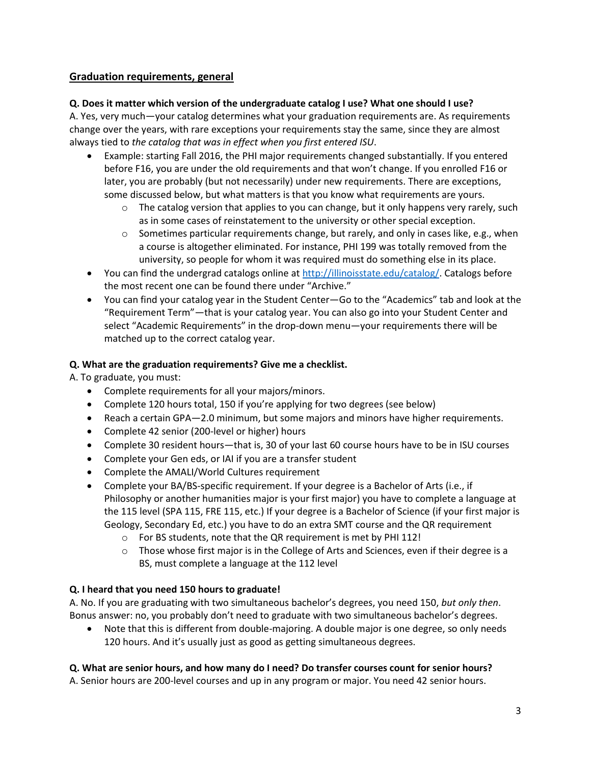## Graduation requirements, general

**Q. Does it matter which version of the undergraduate catalog I use? What one should I use?**

A. Yes, very much—your catalog determines what your graduation requirements are. As requirements change over the years, with rare exceptions your requirements stay the same, since they are almost always tied to *the catalog that was in effect when you first entered ISU*.

- Example: starting Fall 2016, the PHI major requirements changed substantially. If you entered before F16, you are under the old requirements and that won't change. If you enrolled F16 or later, you are probably (but not necessarily) under new requirements. There are exceptions, some discussed below, but what matters is that you know what requirements are yours.
    - The catalog version that applies to you can change, but it only happens very rarely, such as in some cases of reinstatement to the university or other special exception.
    - Sometimes particular requirements change, but rarely, and only in cases like, e.g., when a course is altogether eliminated. For instance, PHI 199 was totally removed from the university, so people for whom it was required must do something else in its place.
- You can find the undergrad catalogs online at [http://illinoisstate.edu/catalog/](http://illinoisstate.edu/catalog/). Catalogs before the most recent one can be found there under "Archive."
- You can find your catalog year in the Student Center—Go to the "Academics" tab and look at the "Requirement Term"—that is your catalog year. You can also go into your Student Center and select "Academic Requirements" in the drop-down menu—your requirements there will be matched up to the correct catalog year.

**Q. What are the graduation requirements? Give me a checklist.**

A. To graduate, you must:

- Complete requirements for all your majors/minors.
- Complete 120 hours total, 150 if you're applying for two degrees (see below)
- Reach a certain GPA—2.0 minimum, but some majors and minors have higher requirements.
- Complete 42 senior (200-level or higher) hours
- Complete 30 resident hours—that is, 30 of your last 60 course hours have to be in ISU courses
- Complete your Gen eds, or IAI if you are a transfer student
- Complete the AMALI/World Cultures requirement
- Complete your BA/BS-specific requirement. If your degree is a Bachelor of Arts (i.e., if Philosophy or another humanities major is your first major) you have to complete a language at the 115 level (SPA 115, FRE 115, etc.) If your degree is a Bachelor of Science (if your first major is Geology, Secondary Ed, etc.) you have to do an extra SMT course and the QR requirement
    - For BS students, note that the QR requirement is met by PHI 112!
    - Those whose first major is in the College of Arts and Sciences, even if their degree is a BS, must complete a language at the 112 level

**Q. I heard that you need 150 hours to graduate!**

A. No. If you are graduating with two simultaneous bachelor's degrees, you need 150, *but only then*. Bonus answer: no, you probably don't need to graduate with two simultaneous bachelor's degrees.

- Note that this is different from double-majoring. A double major is one degree, so only needs 120 hours. And it's usually just as good as getting simultaneous degrees.

**Q. What are senior hours, and how many do I need? Do transfer courses count for senior hours?**

A. Senior hours are 200-level courses and up in any program or major. You need 42 senior hours.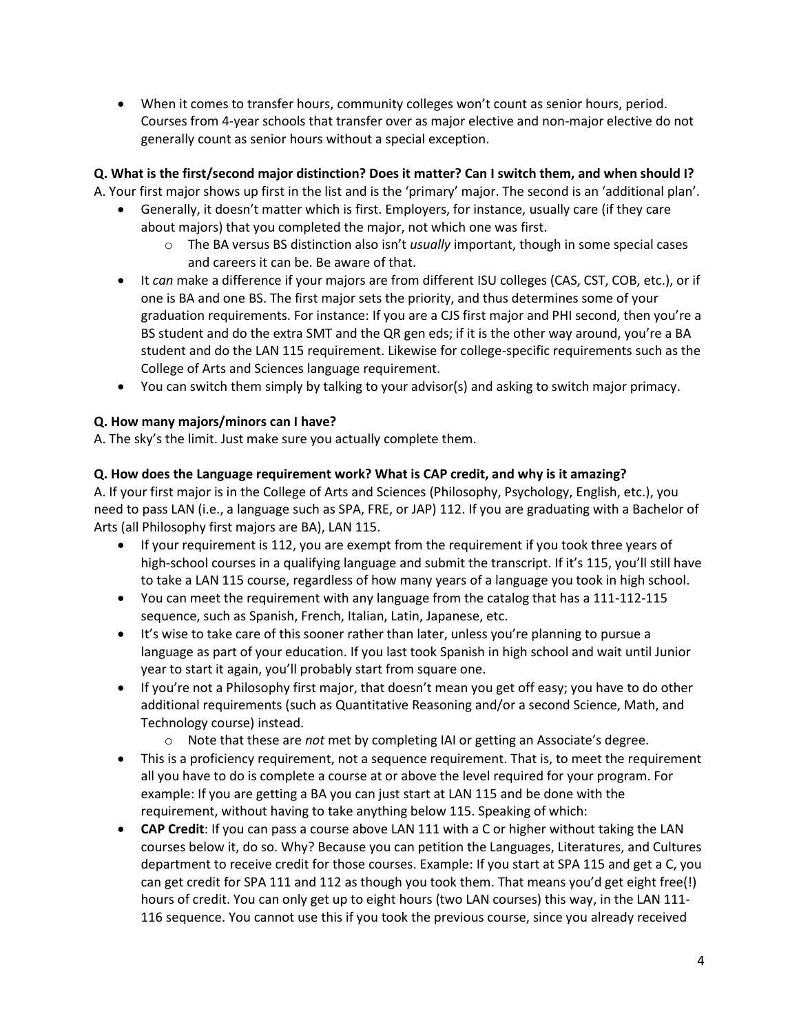- When it comes to transfer hours, community colleges won't count as senior hours, period. Courses from 4-year schools that transfer over as major elective and non-major elective do not generally count as senior hours without a special exception.

**Q. What is the first/second major distinction? Does it matter? Can I switch them, and when should I?**

A. Your first major shows up first in the list and is the 'primary' major. The second is an 'additional plan'.

- Generally, it doesn't matter which is first. Employers, for instance, usually care (if they care about majors) that you completed the major, not which one was first.
    - The BA versus BS distinction also isn't *usually* important, though in some special cases and careers it can be. Be aware of that.
- It *can* make a difference if your majors are from different ISU colleges (CAS, CST, COB, etc.), or if one is BA and one BS. The first major sets the priority, and thus determines some of your graduation requirements. For instance: If you are a CJS first major and PHI second, then you're a BS student and do the extra SMT and the QR gen eds; if it is the other way around, you're a BA student and do the LAN 115 requirement. Likewise for college-specific requirements such as the College of Arts and Sciences language requirement.
- You can switch them simply by talking to your advisor(s) and asking to switch major primacy.

**Q. How many majors/minors can I have?**

A. The sky's the limit. Just make sure you actually complete them.

**Q. How does the Language requirement work? What is CAP credit, and why is it amazing?**

A. If your first major is in the College of Arts and Sciences (Philosophy, Psychology, English, etc.), you need to pass LAN (i.e., a language such as SPA, FRE, or JAP) 112. If you are graduating with a Bachelor of Arts (all Philosophy first majors are BA), LAN 115.

- If your requirement is 112, you are exempt from the requirement if you took three years of high-school courses in a qualifying language and submit the transcript. If it's 115, you'll still have to take a LAN 115 course, regardless of how many years of a language you took in high school.
- You can meet the requirement with any language from the catalog that has a 111-112-115 sequence, such as Spanish, French, Italian, Latin, Japanese, etc.
- It's wise to take care of this sooner rather than later, unless you're planning to pursue a language as part of your education. If you last took Spanish in high school and wait until Junior year to start it again, you'll probably start from square one.
- If you're not a Philosophy first major, that doesn't mean you get off easy; you have to do other additional requirements (such as Quantitative Reasoning and/or a second Science, Math, and Technology course) instead.
    - Note that these are *not* met by completing IAI or getting an Associate's degree.
- This is a proficiency requirement, not a sequence requirement. That is, to meet the requirement all you have to do is complete a course at or above the level required for your program. For example: If you are getting a BA you can just start at LAN 115 and be done with the requirement, without having to take anything below 115. Speaking of which:
- **CAP Credit**: If you can pass a course above LAN 111 with a C or higher without taking the LAN courses below it, do so. Why? Because you can petition the Languages, Literatures, and Cultures department to receive credit for those courses. Example: If you start at SPA 115 and get a C, you can get credit for SPA 111 and 112 as though you took them. That means you'd get eight free(!) hours of credit. You can only get up to eight hours (two LAN courses) this way, in the LAN 111-116 sequence. You cannot use this if you took the previous course, since you already received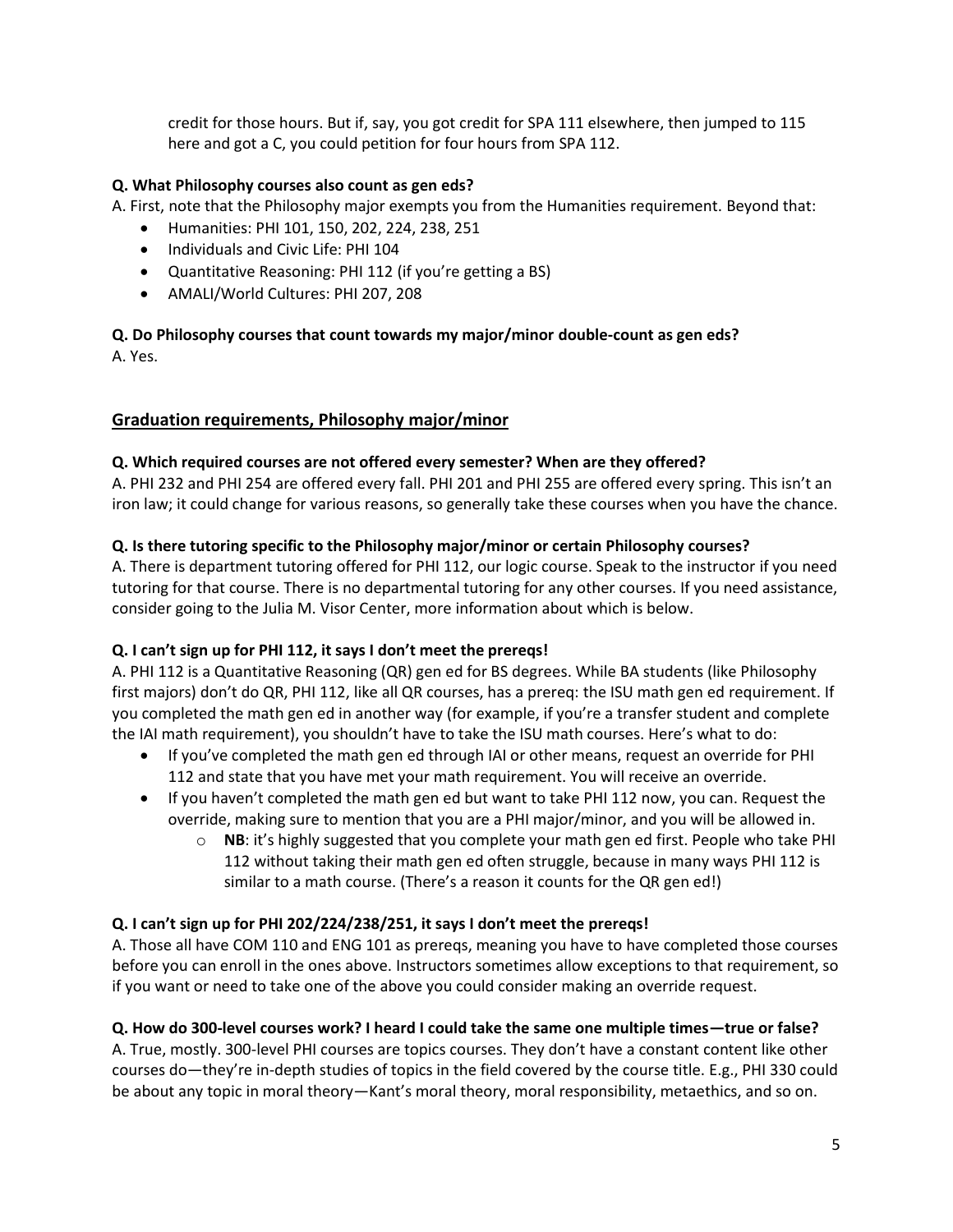credit for those hours. But if, say, you got credit for SPA 111 elsewhere, then jumped to 115 here and got a C, you could petition for four hours from SPA 112.

**Q. What Philosophy courses also count as gen eds?**

A. First, note that the Philosophy major exempts you from the Humanities requirement. Beyond that:

- Humanities: PHI 101, 150, 202, 224, 238, 251
- Individuals and Civic Life: PHI 104
- Quantitative Reasoning: PHI 112 (if you're getting a BS)
- AMALI/World Cultures: PHI 207, 208

**Q. Do Philosophy courses that count towards my major/minor double-count as gen eds?**

A. Yes.

## Graduation requirements, Philosophy major/minor

**Q. Which required courses are not offered every semester? When are they offered?**

A. PHI 232 and PHI 254 are offered every fall. PHI 201 and PHI 255 are offered every spring. This isn't an iron law; it could change for various reasons, so generally take these courses when you have the chance.

**Q. Is there tutoring specific to the Philosophy major/minor or certain Philosophy courses?**

A. There is department tutoring offered for PHI 112, our logic course. Speak to the instructor if you need tutoring for that course. There is no departmental tutoring for any other courses. If you need assistance, consider going to the Julia M. Visor Center, more information about which is below.

**Q. I can't sign up for PHI 112, it says I don't meet the prereqs!**

A. PHI 112 is a Quantitative Reasoning (QR) gen ed for BS degrees. While BA students (like Philosophy first majors) don't do QR, PHI 112, like all QR courses, has a prereq: the ISU math gen ed requirement. If you completed the math gen ed in another way (for example, if you're a transfer student and complete the IAI math requirement), you shouldn't have to take the ISU math courses. Here's what to do:

- If you've completed the math gen ed through IAI or other means, request an override for PHI 112 and state that you have met your math requirement. You will receive an override.
- If you haven't completed the math gen ed but want to take PHI 112 now, you can. Request the override, making sure to mention that you are a PHI major/minor, and you will be allowed in.
  - **NB**: it's highly suggested that you complete your math gen ed first. People who take PHI 112 without taking their math gen ed often struggle, because in many ways PHI 112 is similar to a math course. (There's a reason it counts for the QR gen ed!)

**Q. I can't sign up for PHI 202/224/238/251, it says I don't meet the prereqs!**

A. Those all have COM 110 and ENG 101 as prereqs, meaning you have to have completed those courses before you can enroll in the ones above. Instructors sometimes allow exceptions to that requirement, so if you want or need to take one of the above you could consider making an override request.

**Q. How do 300-level courses work? I heard I could take the same one multiple times—true or false?**

A. True, mostly. 300-level PHI courses are topics courses. They don't have a constant content like other courses do—they're in-depth studies of topics in the field covered by the course title. E.g., PHI 330 could be about any topic in moral theory—Kant's moral theory, moral responsibility, metaethics, and so on.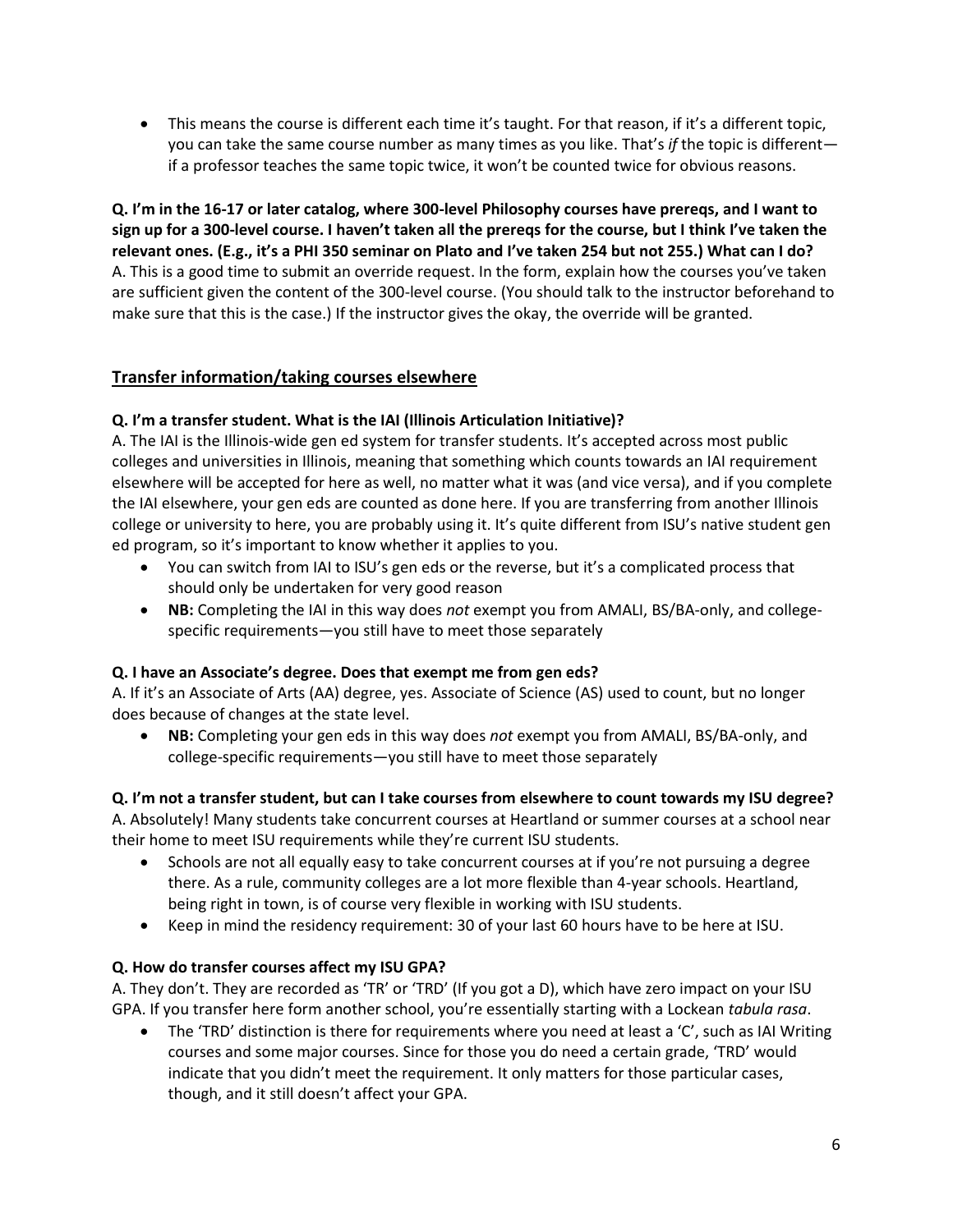- This means the course is different each time it's taught. For that reason, if it's a different topic, you can take the same course number as many times as you like. That's *if* the topic is different—if a professor teaches the same topic twice, it won't be counted twice for obvious reasons.

**Q. I'm in the 16-17 or later catalog, where 300-level Philosophy courses have prereqs, and I want to sign up for a 300-level course. I haven't taken all the prereqs for the course, but I think I've taken the relevant ones. (E.g., it's a PHI 350 seminar on Plato and I've taken 254 but not 255.) What can I do?**
A. This is a good time to submit an override request. In the form, explain how the courses you've taken are sufficient given the content of the 300-level course. (You should talk to the instructor beforehand to make sure that this is the case.) If the instructor gives the okay, the override will be granted.

## Transfer information/taking courses elsewhere

**Q. I'm a transfer student. What is the IAI (Illinois Articulation Initiative)?**
A. The IAI is the Illinois-wide gen ed system for transfer students. It's accepted across most public colleges and universities in Illinois, meaning that something which counts towards an IAI requirement elsewhere will be accepted for here as well, no matter what it was (and vice versa), and if you complete the IAI elsewhere, your gen eds are counted as done here. If you are transferring from another Illinois college or university to here, you are probably using it. It's quite different from ISU's native student gen ed program, so it's important to know whether it applies to you.

- You can switch from IAI to ISU's gen eds or the reverse, but it's a complicated process that should only be undertaken for very good reason
- **NB:** Completing the IAI in this way does *not* exempt you from AMALI, BS/BA-only, and college-specific requirements—you still have to meet those separately

**Q. I have an Associate's degree. Does that exempt me from gen eds?**
A. If it's an Associate of Arts (AA) degree, yes. Associate of Science (AS) used to count, but no longer does because of changes at the state level.

- **NB:** Completing your gen eds in this way does *not* exempt you from AMALI, BS/BA-only, and college-specific requirements—you still have to meet those separately

**Q. I'm not a transfer student, but can I take courses from elsewhere to count towards my ISU degree?**
A. Absolutely! Many students take concurrent courses at Heartland or summer courses at a school near their home to meet ISU requirements while they're current ISU students.

- Schools are not all equally easy to take concurrent courses at if you're not pursuing a degree there. As a rule, community colleges are a lot more flexible than 4-year schools. Heartland, being right in town, is of course very flexible in working with ISU students.
- Keep in mind the residency requirement: 30 of your last 60 hours have to be here at ISU.

**Q. How do transfer courses affect my ISU GPA?**
A. They don't. They are recorded as 'TR' or 'TRD' (If you got a D), which have zero impact on your ISU GPA. If you transfer here form another school, you're essentially starting with a Lockean *tabula rasa*.

- The 'TRD' distinction is there for requirements where you need at least a 'C', such as IAI Writing courses and some major courses. Since for those you do need a certain grade, 'TRD' would indicate that you didn't meet the requirement. It only matters for those particular cases, though, and it still doesn't affect your GPA.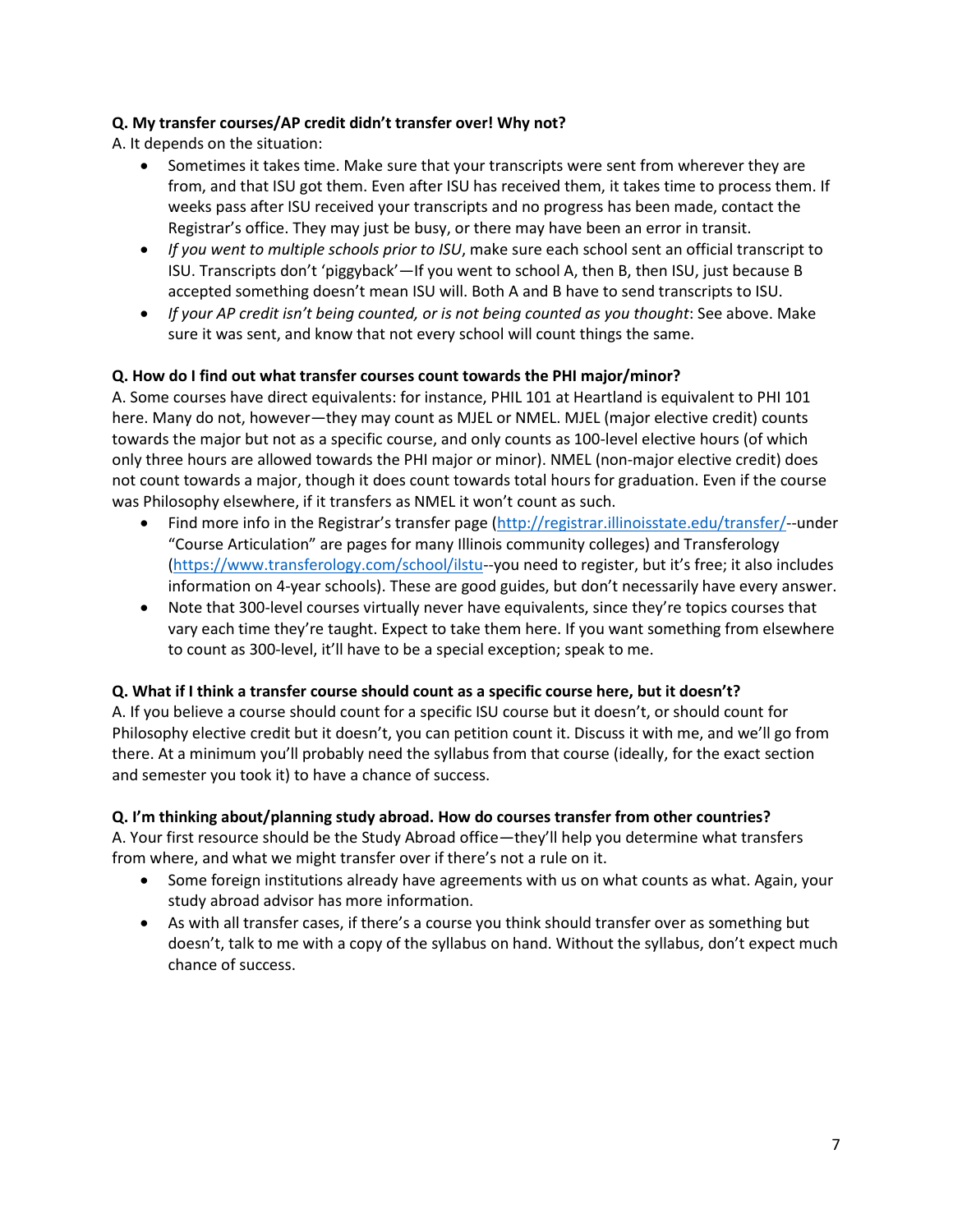**Q. My transfer courses/AP credit didn't transfer over! Why not?**

A. It depends on the situation:

- Sometimes it takes time. Make sure that your transcripts were sent from wherever they are from, and that ISU got them. Even after ISU has received them, it takes time to process them. If weeks pass after ISU received your transcripts and no progress has been made, contact the Registrar's office. They may just be busy, or there may have been an error in transit.
- *If you went to multiple schools prior to ISU*, make sure each school sent an official transcript to ISU. Transcripts don't 'piggyback'—If you went to school A, then B, then ISU, just because B accepted something doesn't mean ISU will. Both A and B have to send transcripts to ISU.
- *If your AP credit isn't being counted, or is not being counted as you thought*: See above. Make sure it was sent, and know that not every school will count things the same.

**Q. How do I find out what transfer courses count towards the PHI major/minor?**

A. Some courses have direct equivalents: for instance, PHIL 101 at Heartland is equivalent to PHI 101 here. Many do not, however—they may count as MJEL or NMEL. MJEL (major elective credit) counts towards the major but not as a specific course, and only counts as 100-level elective hours (of which only three hours are allowed towards the PHI major or minor). NMEL (non-major elective credit) does not count towards a major, though it does count towards total hours for graduation. Even if the course was Philosophy elsewhere, if it transfers as NMEL it won't count as such.

- Find more info in the Registrar's transfer page (http://registrar.illinoisstate.edu/transfer/--under "Course Articulation" are pages for many Illinois community colleges) and Transferology (https://www.transferology.com/school/ilstu--you need to register, but it's free; it also includes information on 4-year schools). These are good guides, but don't necessarily have every answer.
- Note that 300-level courses virtually never have equivalents, since they're topics courses that vary each time they're taught. Expect to take them here. If you want something from elsewhere to count as 300-level, it'll have to be a special exception; speak to me.

**Q. What if I think a transfer course should count as a specific course here, but it doesn't?**

A. If you believe a course should count for a specific ISU course but it doesn't, or should count for Philosophy elective credit but it doesn't, you can petition count it. Discuss it with me, and we'll go from there. At a minimum you'll probably need the syllabus from that course (ideally, for the exact section and semester you took it) to have a chance of success.

**Q. I'm thinking about/planning study abroad. How do courses transfer from other countries?**

A. Your first resource should be the Study Abroad office—they'll help you determine what transfers from where, and what we might transfer over if there's not a rule on it.

- Some foreign institutions already have agreements with us on what counts as what. Again, your study abroad advisor has more information.
- As with all transfer cases, if there's a course you think should transfer over as something but doesn't, talk to me with a copy of the syllabus on hand. Without the syllabus, don't expect much chance of success.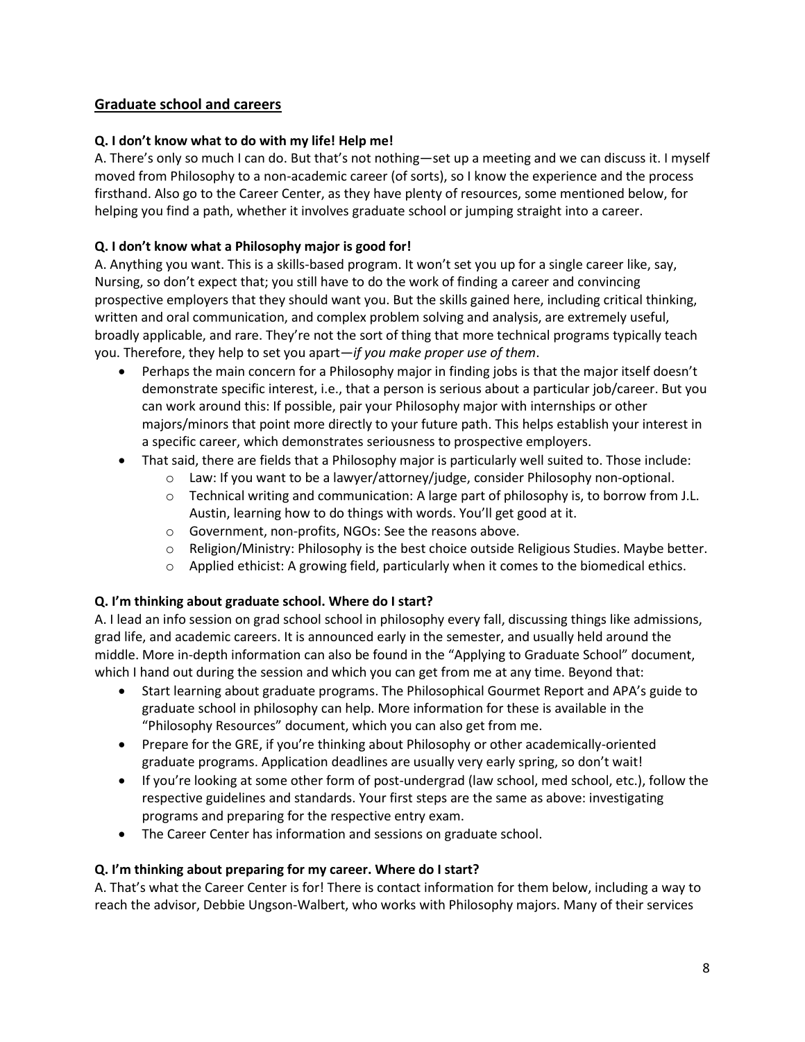## Graduate school and careers

**Q. I don't know what to do with my life! Help me!**

A. There's only so much I can do. But that's not nothing—set up a meeting and we can discuss it. I myself moved from Philosophy to a non-academic career (of sorts), so I know the experience and the process firsthand. Also go to the Career Center, as they have plenty of resources, some mentioned below, for helping you find a path, whether it involves graduate school or jumping straight into a career.

**Q. I don't know what a Philosophy major is good for!**

A. Anything you want. This is a skills-based program. It won't set you up for a single career like, say, Nursing, so don't expect that; you still have to do the work of finding a career and convincing prospective employers that they should want you. But the skills gained here, including critical thinking, written and oral communication, and complex problem solving and analysis, are extremely useful, broadly applicable, and rare. They're not the sort of thing that more technical programs typically teach you. Therefore, they help to set you apart—*if you make proper use of them*.

- Perhaps the main concern for a Philosophy major in finding jobs is that the major itself doesn't demonstrate specific interest, i.e., that a person is serious about a particular job/career. But you can work around this: If possible, pair your Philosophy major with internships or other majors/minors that point more directly to your future path. This helps establish your interest in a specific career, which demonstrates seriousness to prospective employers.
- That said, there are fields that a Philosophy major is particularly well suited to. Those include:
  - Law: If you want to be a lawyer/attorney/judge, consider Philosophy non-optional.
  - Technical writing and communication: A large part of philosophy is, to borrow from J.L. Austin, learning how to do things with words. You'll get good at it.
  - Government, non-profits, NGOs: See the reasons above.
  - Religion/Ministry: Philosophy is the best choice outside Religious Studies. Maybe better.
  - Applied ethicist: A growing field, particularly when it comes to the biomedical ethics.

**Q. I'm thinking about graduate school. Where do I start?**

A. I lead an info session on grad school school in philosophy every fall, discussing things like admissions, grad life, and academic careers. It is announced early in the semester, and usually held around the middle. More in-depth information can also be found in the "Applying to Graduate School" document, which I hand out during the session and which you can get from me at any time. Beyond that:

- Start learning about graduate programs. The Philosophical Gourmet Report and APA's guide to graduate school in philosophy can help. More information for these is available in the "Philosophy Resources" document, which you can also get from me.
- Prepare for the GRE, if you're thinking about Philosophy or other academically-oriented graduate programs. Application deadlines are usually very early spring, so don't wait!
- If you're looking at some other form of post-undergrad (law school, med school, etc.), follow the respective guidelines and standards. Your first steps are the same as above: investigating programs and preparing for the respective entry exam.
- The Career Center has information and sessions on graduate school.

**Q. I'm thinking about preparing for my career. Where do I start?**

A. That's what the Career Center is for! There is contact information for them below, including a way to reach the advisor, Debbie Ungson-Walbert, who works with Philosophy majors. Many of their services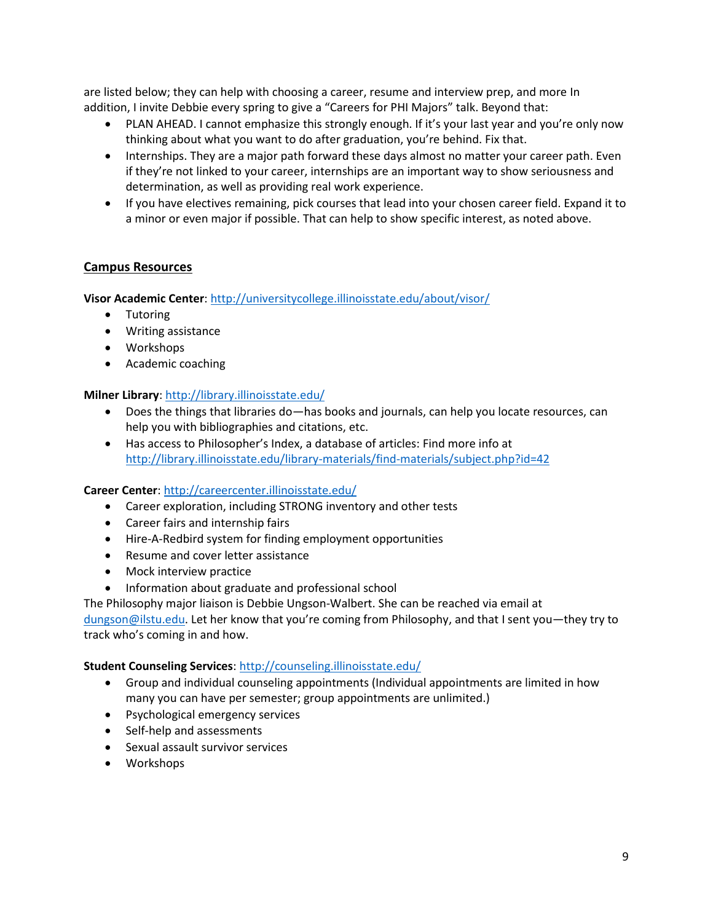are listed below; they can help with choosing a career, resume and interview prep, and more In addition, I invite Debbie every spring to give a "Careers for PHI Majors" talk. Beyond that:

- PLAN AHEAD. I cannot emphasize this strongly enough. If it's your last year and you're only now thinking about what you want to do after graduation, you're behind. Fix that.
- Internships. They are a major path forward these days almost no matter your career path. Even if they're not linked to your career, internships are an important way to show seriousness and determination, as well as providing real work experience.
- If you have electives remaining, pick courses that lead into your chosen career field. Expand it to a minor or even major if possible. That can help to show specific interest, as noted above.

## Campus Resources

**Visor Academic Center**: http://universitycollege.illinoisstate.edu/about/visor/

- Tutoring
- Writing assistance
- Workshops
- Academic coaching

**Milner Library**: http://library.illinoisstate.edu/

- Does the things that libraries do—has books and journals, can help you locate resources, can help you with bibliographies and citations, etc.
- Has access to Philosopher's Index, a database of articles: Find more info at http://library.illinoisstate.edu/library-materials/find-materials/subject.php?id=42

**Career Center**: http://careercenter.illinoisstate.edu/

- Career exploration, including STRONG inventory and other tests
- Career fairs and internship fairs
- Hire-A-Redbird system for finding employment opportunities
- Resume and cover letter assistance
- Mock interview practice
- Information about graduate and professional school

The Philosophy major liaison is Debbie Ungson-Walbert. She can be reached via email at dungson@ilstu.edu. Let her know that you're coming from Philosophy, and that I sent you—they try to track who's coming in and how.

**Student Counseling Services**: http://counseling.illinoisstate.edu/

- Group and individual counseling appointments (Individual appointments are limited in how many you can have per semester; group appointments are unlimited.)
- Psychological emergency services
- Self-help and assessments
- Sexual assault survivor services
- Workshops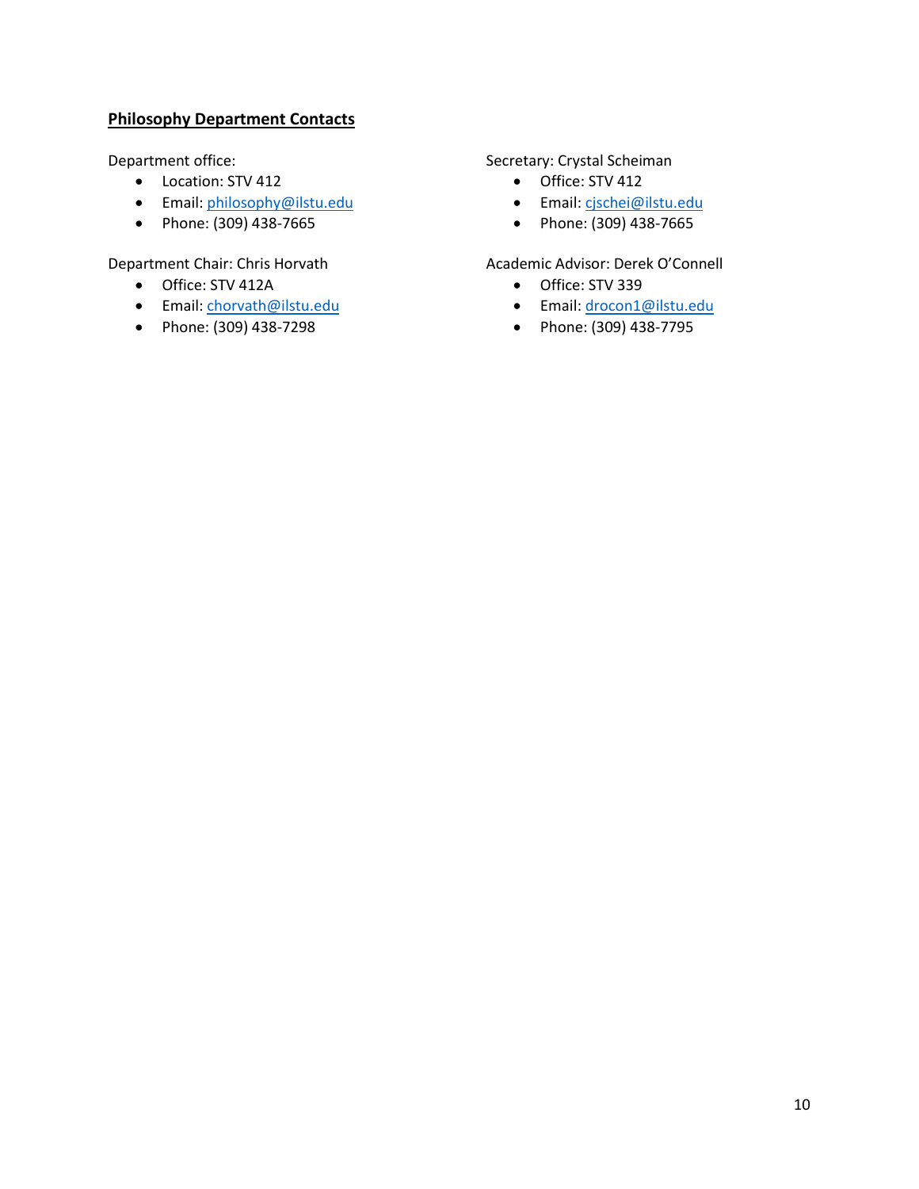**Philosophy Department Contacts**

Department office:

- Location: STV 412
- Email: philosophy@ilstu.edu
- Phone: (309) 438-7665

Department Chair: Chris Horvath

- Office: STV 412A
- Email: chorvath@ilstu.edu
- Phone: (309) 438-7298

Secretary: Crystal Scheiman

- Office: STV 412
- Email: cjschei@ilstu.edu
- Phone: (309) 438-7665

Academic Advisor: Derek O'Connell

- Office: STV 339
- Email: drocon1@ilstu.edu
- Phone: (309) 438-7795